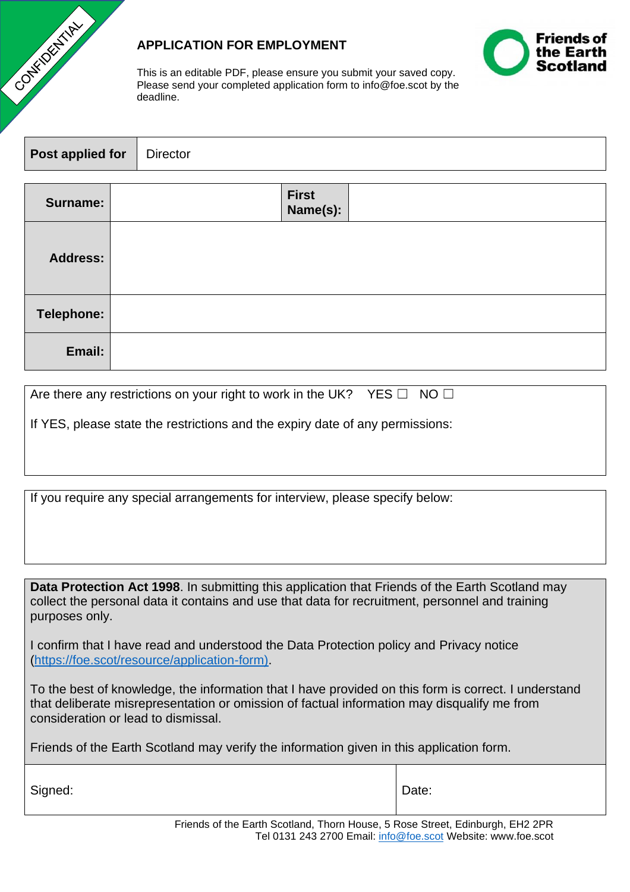CONFIDENTIAL

# APPLICATION FOR EMPLOYMENT

This is an editable PDF, please ensure you submit your saved copy.
Please send your completed application form to info@foe.scot by the deadline.

Friends of the Earth Scotland

| **Post applied for** | Director |
|---|---|

| **Surname:** | | **First Name(s):** | |
|---|---|---|---|
| **Address:** | | | |
| **Telephone:** | | | |
| **Email:** | | | |

Are there any restrictions on your right to work in the UK? YES ☐ NO ☐

If YES, please state the restrictions and the expiry date of any permissions:

If you require any special arrangements for interview, please specify below:

**Data Protection Act 1998**. In submitting this application that Friends of the Earth Scotland may collect the personal data it contains and use that data for recruitment, personnel and training purposes only.

I confirm that I have read and understood the Data Protection policy and Privacy notice (https://foe.scot/resource/application-form).

To the best of knowledge, the information that I have provided on this form is correct. I understand that deliberate misrepresentation or omission of factual information may disqualify me from consideration or lead to dismissal.

Friends of the Earth Scotland may verify the information given in this application form.

| Signed: | Date: |
|---|---|

Friends of the Earth Scotland, Thorn House, 5 Rose Street, Edinburgh, EH2 2PR
Tel 0131 243 2700 Email: info@foe.scot Website: www.foe.scot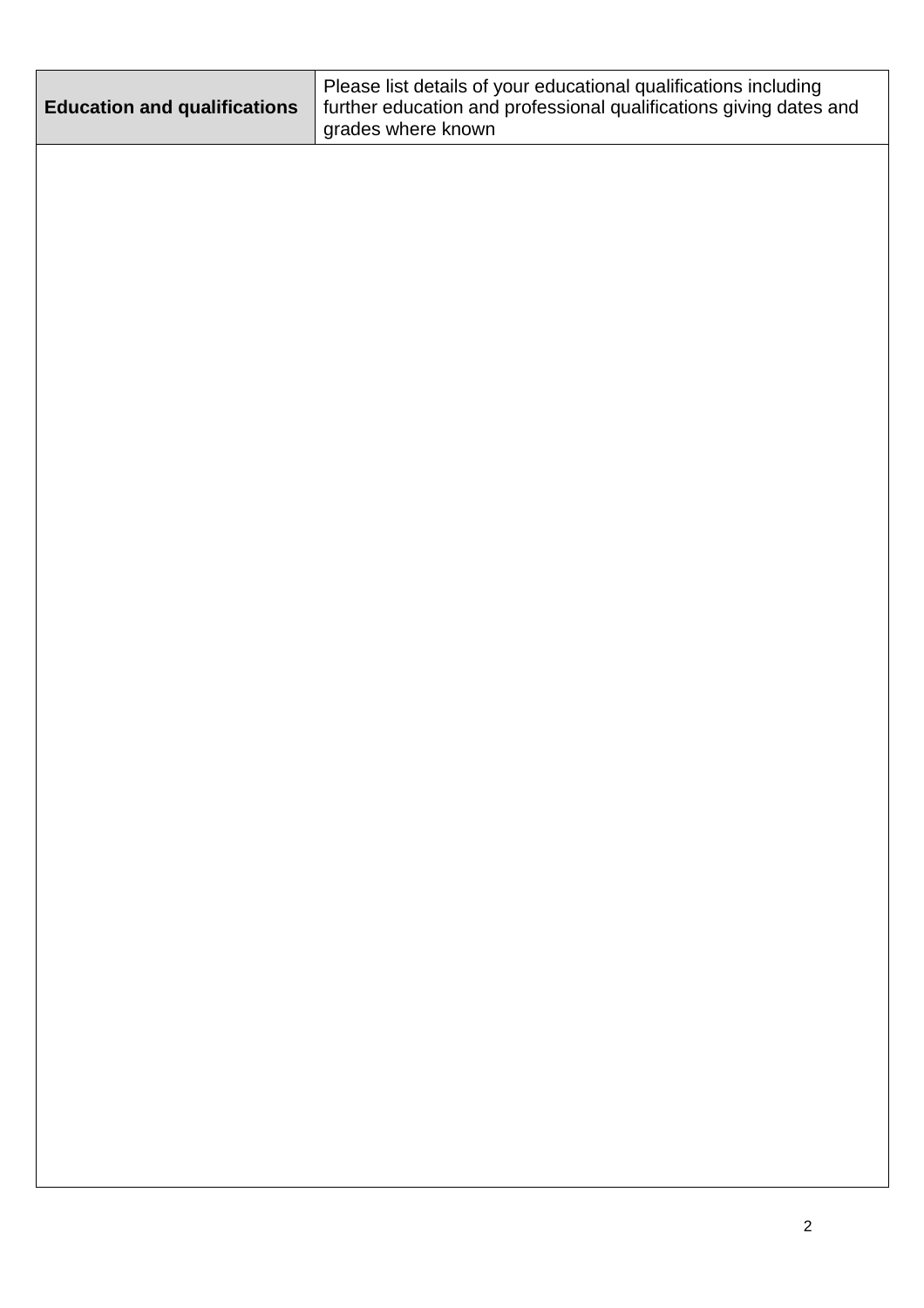| **Education and qualifications** | Please list details of your educational qualifications including further education and professional qualifications giving dates and grades where known |
| --- | --- |
| | |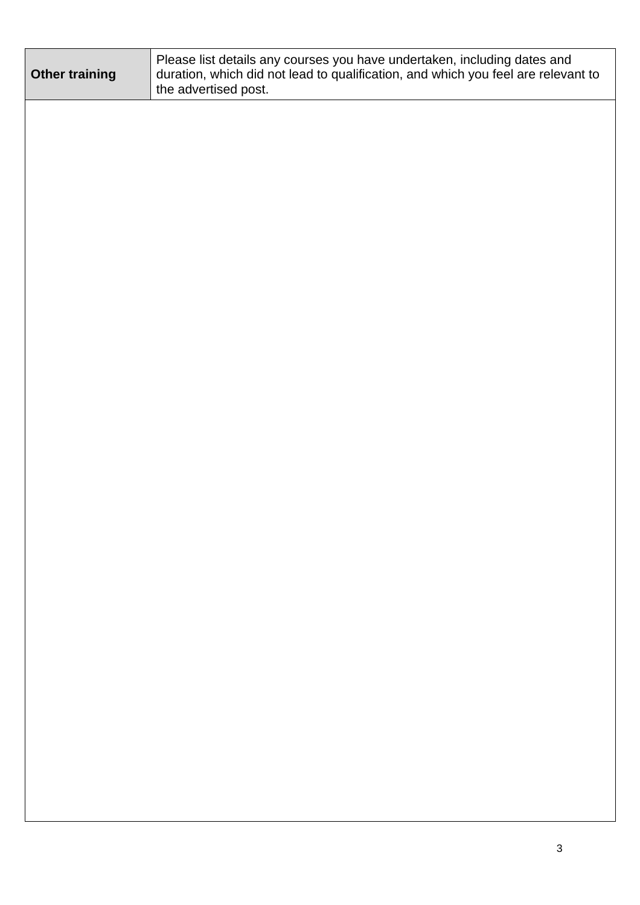| **Other training** | Please list details any courses you have undertaken, including dates and duration, which did not lead to qualification, and which you feel are relevant to the advertised post. |
| --- | --- |
| | |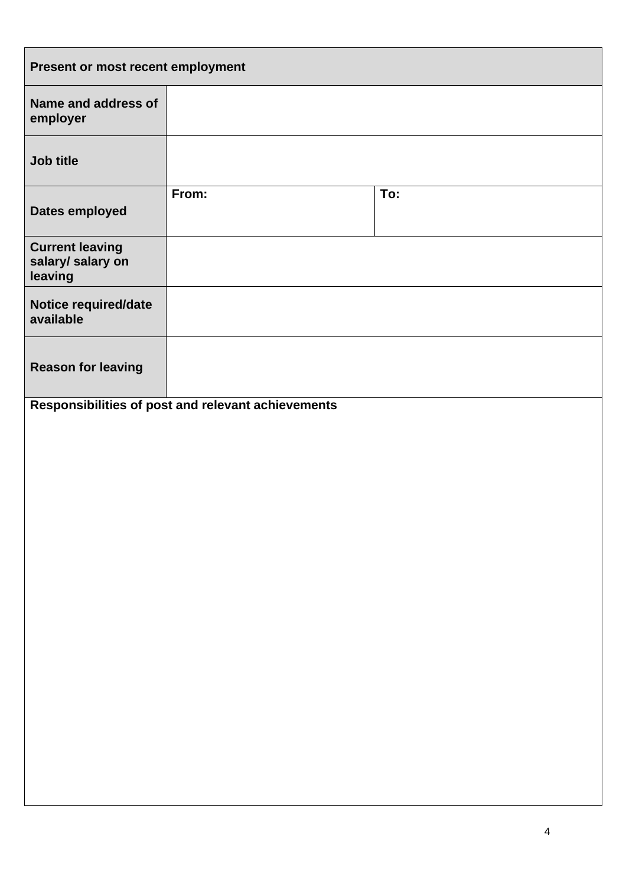| **Present or most recent employment** | | |
|---|---|---|
| **Name and address of employer** | | |
| **Job title** | | |
| **Dates employed** | **From:** | **To:** |
| **Current leaving salary/ salary on leaving** | | |
| **Notice required/date available** | | |
| **Reason for leaving** | | |

**Responsibilities of post and relevant achievements**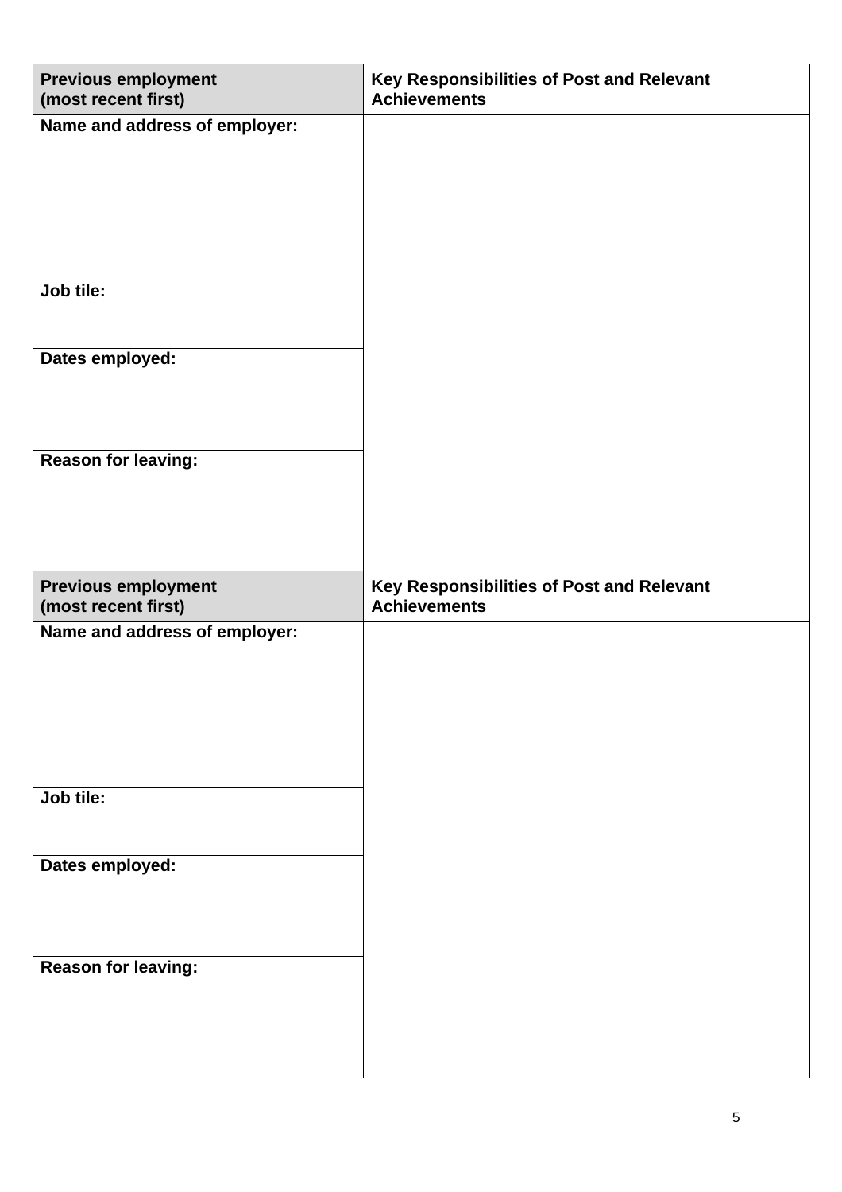| **Previous employment (most recent first)** | **Key Responsibilities of Post and Relevant Achievements** |
|---|---|
| **Name and address of employer:** | |
| **Job tile:** | |
| **Dates employed:** | |
| **Reason for leaving:** | |

| **Previous employment (most recent first)** | **Key Responsibilities of Post and Relevant Achievements** |
|---|---|
| **Name and address of employer:** | |
| **Job tile:** | |
| **Dates employed:** | |
| **Reason for leaving:** | |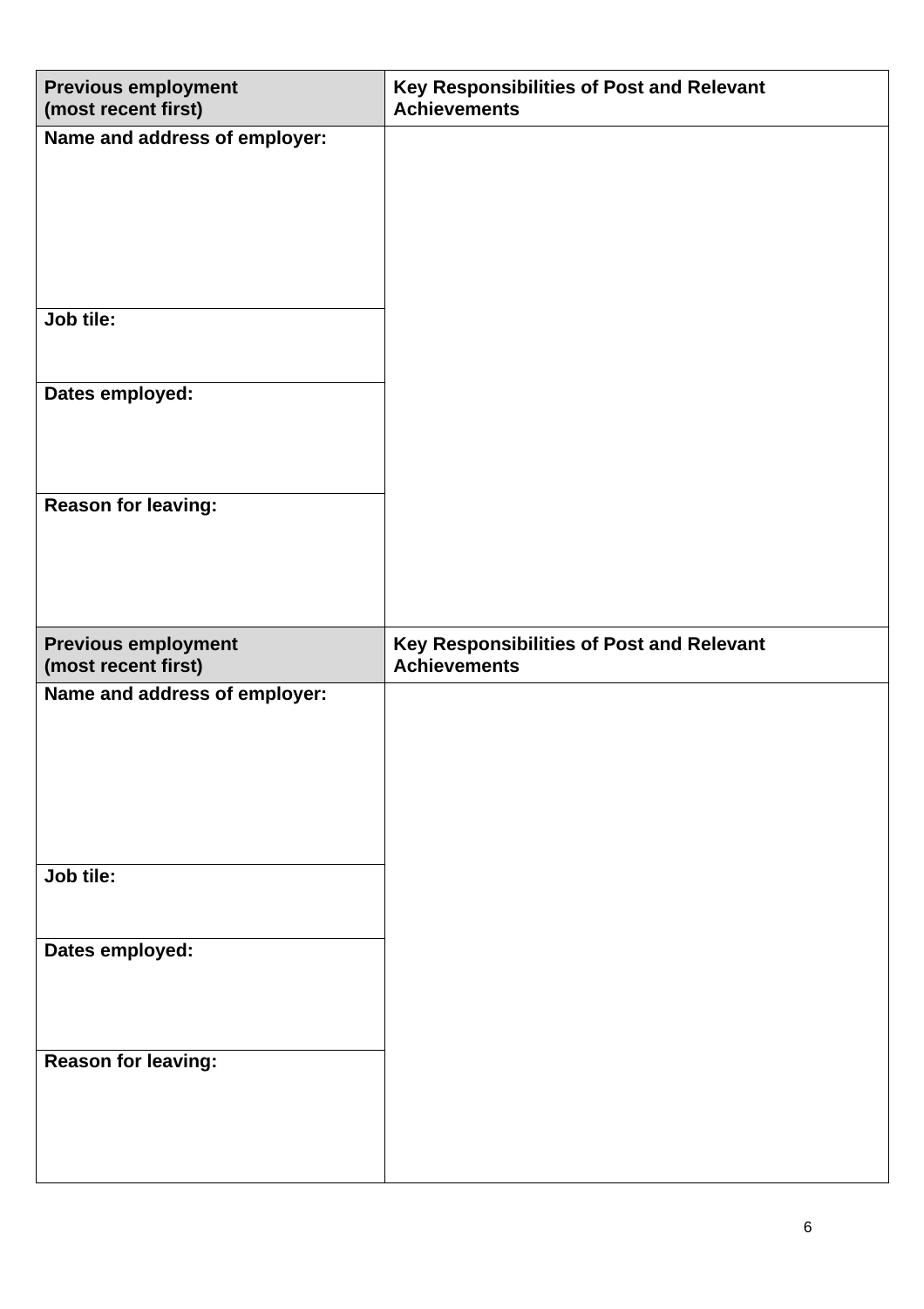| **Previous employment (most recent first)** | **Key Responsibilities of Post and Relevant Achievements** |
| --- | --- |
| **Name and address of employer:** | |
| **Job tile:** | |
| **Dates employed:** | |
| **Reason for leaving:** | |

| **Previous employment (most recent first)** | **Key Responsibilities of Post and Relevant Achievements** |
| --- | --- |
| **Name and address of employer:** | |
| **Job tile:** | |
| **Dates employed:** | |
| **Reason for leaving:** | |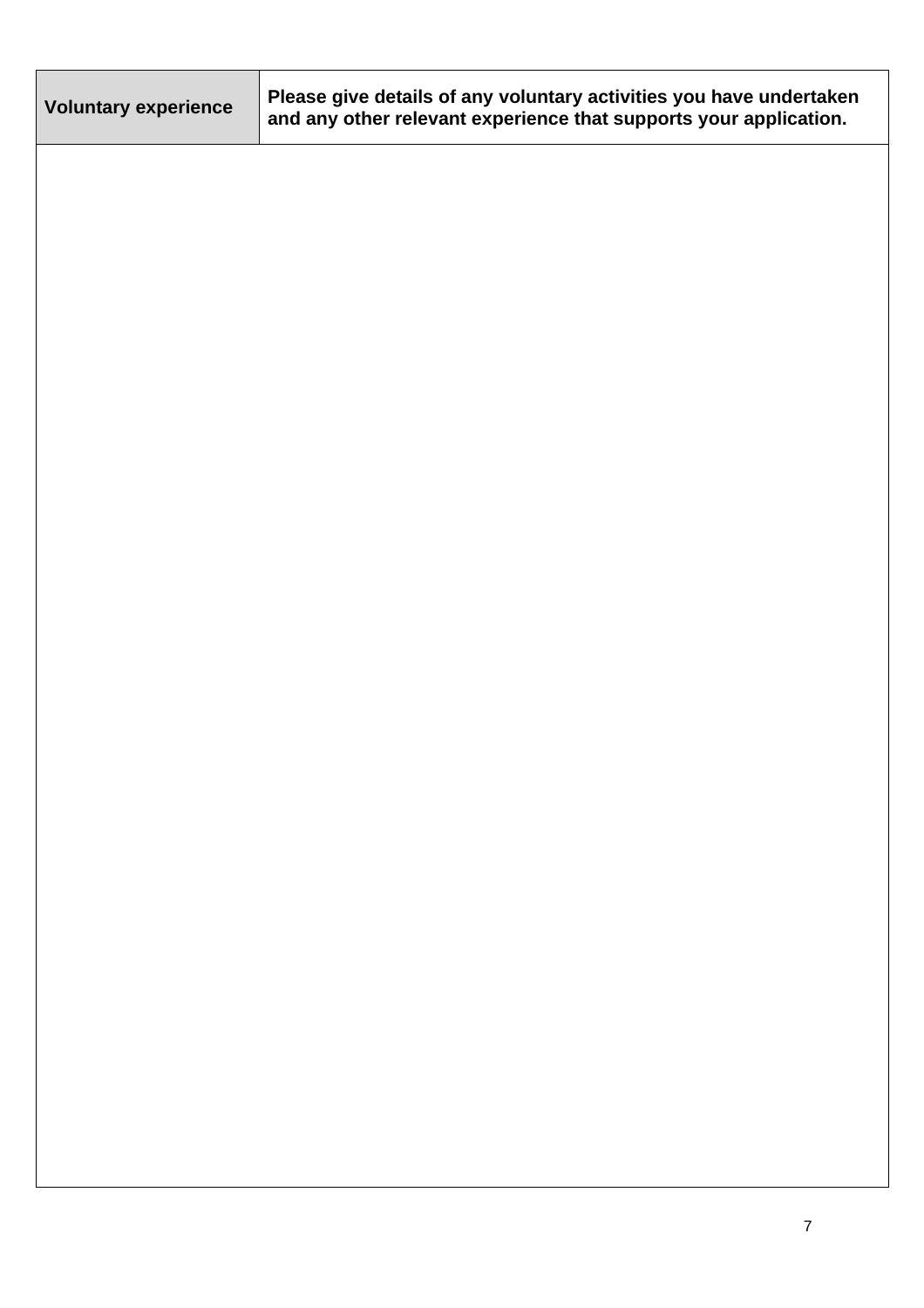| **Voluntary experience** | **Please give details of any voluntary activities you have undertaken and any other relevant experience that supports your application.** |
| --- | --- |
| | |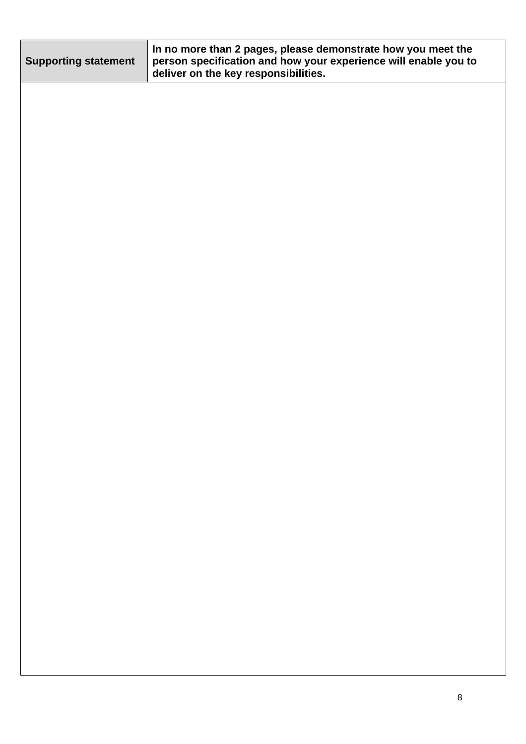| Supporting statement | In no more than 2 pages, please demonstrate how you meet the person specification and how your experience will enable you to deliver on the key responsibilities. |
| --- | --- |
| | |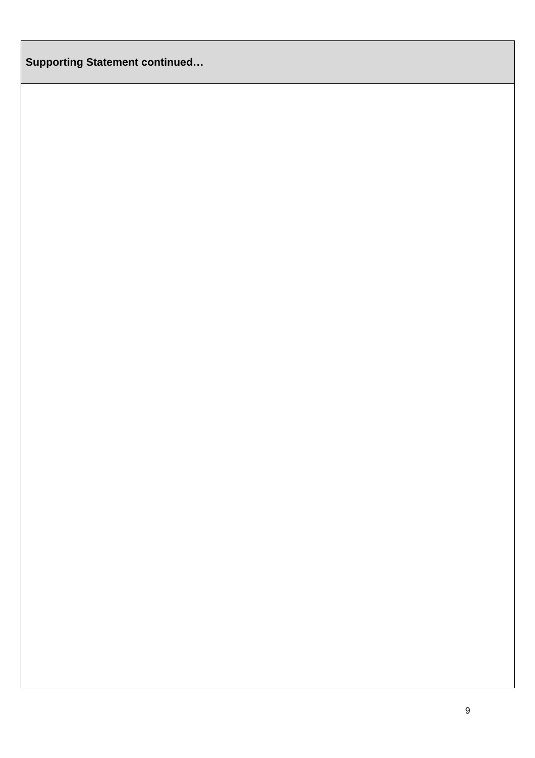| Supporting Statement continued… |
| --- |
| |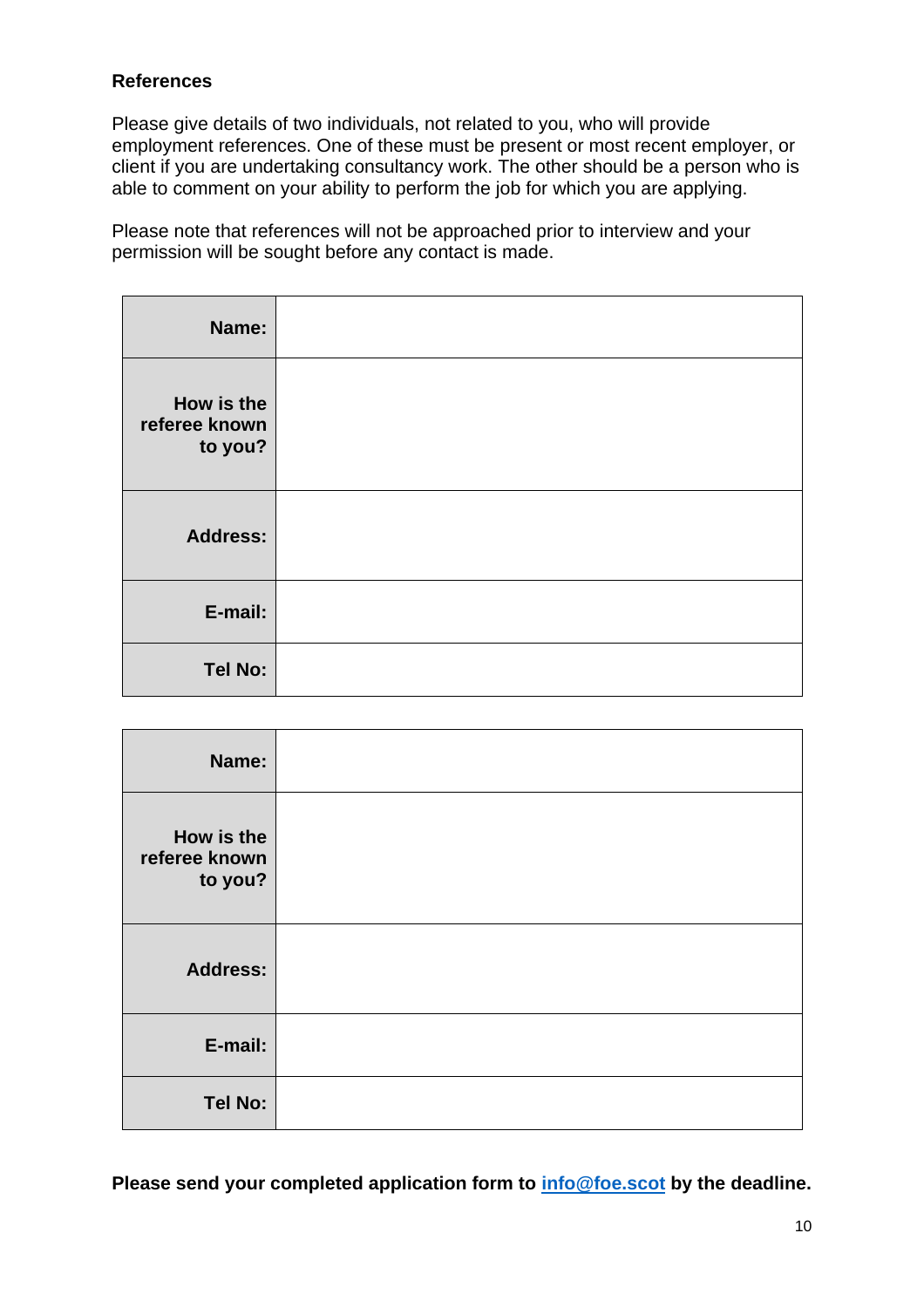## References

Please give details of two individuals, not related to you, who will provide employment references. One of these must be present or most recent employer, or client if you are undertaking consultancy work. The other should be a person who is able to comment on your ability to perform the job for which you are applying.

Please note that references will not be approached prior to interview and your permission will be sought before any contact is made.

| | |
|---|---|
| **Name:** | |
| **How is the referee known to you?** | |
| **Address:** | |
| **E-mail:** | |
| **Tel No:** | |

| | |
|---|---|
| **Name:** | |
| **How is the referee known to you?** | |
| **Address:** | |
| **E-mail:** | |
| **Tel No:** | |

**Please send your completed application form to info@foe.scot by the deadline.**